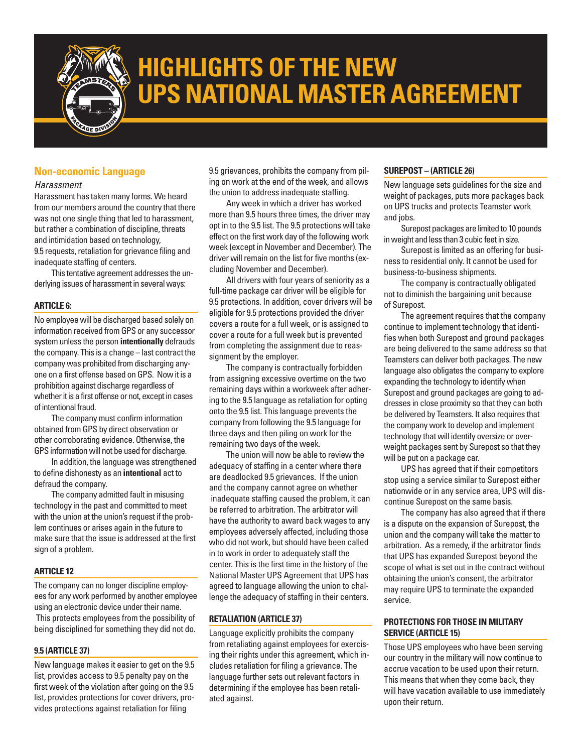# HIGHLIGHTS OF THE NEW UPS NATIONAL MASTER AGREEMENT

## Non-economic Language

*Harassment*

Harassment has taken many forms. We heard from our members around the country that there was not one single thing that led to harassment, but rather a combination of discipline, threats and intimidation based on technology, 9.5 requests, retaliation for grievance filing and inadequate staffing of centers.

This tentative agreement addresses the underlying issues of harassment in several ways:

### ARTICLE 6:

No employee will be discharged based solely on information received from GPS or any successor system unless the person **intentionally** defrauds the company. This is a change – last contract the company was prohibited from discharging anyone on a first offense based on GPS. Now it is a prohibition against discharge regardless of whether it is a first offense or not, except in cases of intentional fraud.

The company must confirm information obtained from GPS by direct observation or other corroborating evidence. Otherwise, the GPS information will not be used for discharge.

In addition, the language was strengthened to define dishonesty as an **intentional** act to defraud the company.

The company admitted fault in misusing technology in the past and committed to meet with the union at the union's request if the problem continues or arises again in the future to make sure that the issue is addressed at the first sign of a problem.

### ARTICLE 12

The company can no longer discipline employees for any work performed by another employee using an electronic device under their name. This protects employees from the possibility of being disciplined for something they did not do.

### 9.5 (ARTICLE 37)

New language makes it easier to get on the 9.5 list, provides access to 9.5 penalty pay on the first week of the violation after going on the 9.5 list, provides protections for cover drivers, provides protections against retaliation for filing 9.5 grievances, prohibits the company from piling on work at the end of the week, and allows the union to address inadequate staffing.

Any week in which a driver has worked more than 9.5 hours three times, the driver may opt in to the 9.5 list. The 9.5 protections will take effect on the first work day of the following work week (except in November and December). The driver will remain on the list for five months (excluding November and December).

All drivers with four years of seniority as a full-time package car driver will be eligible for 9.5 protections. In addition, cover drivers will be eligible for 9.5 protections provided the driver covers a route for a full week, or is assigned to cover a route for a full week but is prevented from completing the assignment due to reassignment by the employer.

The company is contractually forbidden from assigning excessive overtime on the two remaining days within a workweek after adhering to the 9.5 language as retaliation for opting onto the 9.5 list. This language prevents the company from following the 9.5 language for three days and then piling on work for the remaining two days of the week.

The union will now be able to review the adequacy of staffing in a center where there are deadlocked 9.5 grievances. If the union and the company cannot agree on whether inadequate staffing caused the problem, it can be referred to arbitration. The arbitrator will have the authority to award back wages to any employees adversely affected, including those who did not work, but should have been called in to work in order to adequately staff the center. This is the first time in the history of the National Master UPS Agreement that UPS has agreed to language allowing the union to challenge the adequacy of staffing in their centers.

### RETALIATION (ARTICLE 37)

Language explicitly prohibits the company from retaliating against employees for exercising their rights under this agreement, which includes retaliation for filing a grievance. The language further sets out relevant factors in determining if the employee has been retaliated against.

### SUREPOST – (ARTICLE 26)

New language sets guidelines for the size and weight of packages, puts more packages back on UPS trucks and protects Teamster work and jobs.

Surepost packages are limited to 10 pounds in weight and less than 3 cubic feet in size.

Surepost is limited as an offering for business to residential only. It cannot be used for business-to-business shipments.

The company is contractually obligated not to diminish the bargaining unit because of Surepost.

The agreement requires that the company continue to implement technology that identifies when both Surepost and ground packages are being delivered to the same address so that Teamsters can deliver both packages. The new language also obligates the company to explore expanding the technology to identify when Surepost and ground packages are going to addresses in close proximity so that they can both be delivered by Teamsters. It also requires that the company work to develop and implement technology that will identify oversize or overweight packages sent by Surepost so that they will be put on a package car.

UPS has agreed that if their competitors stop using a service similar to Surepost either nationwide or in any service area, UPS will discontinue Surepost on the same basis.

The company has also agreed that if there is a dispute on the expansion of Surepost, the union and the company will take the matter to arbitration. As a remedy, if the arbitrator finds that UPS has expanded Surepost beyond the scope of what is set out in the contract without obtaining the union's consent, the arbitrator may require UPS to terminate the expanded service.

### PROTECTIONS FOR THOSE IN MILITARY SERVICE (ARTICLE 15)

Those UPS employees who have been serving our country in the military will now continue to accrue vacation to be used upon their return. This means that when they come back, they will have vacation available to use immediately upon their return.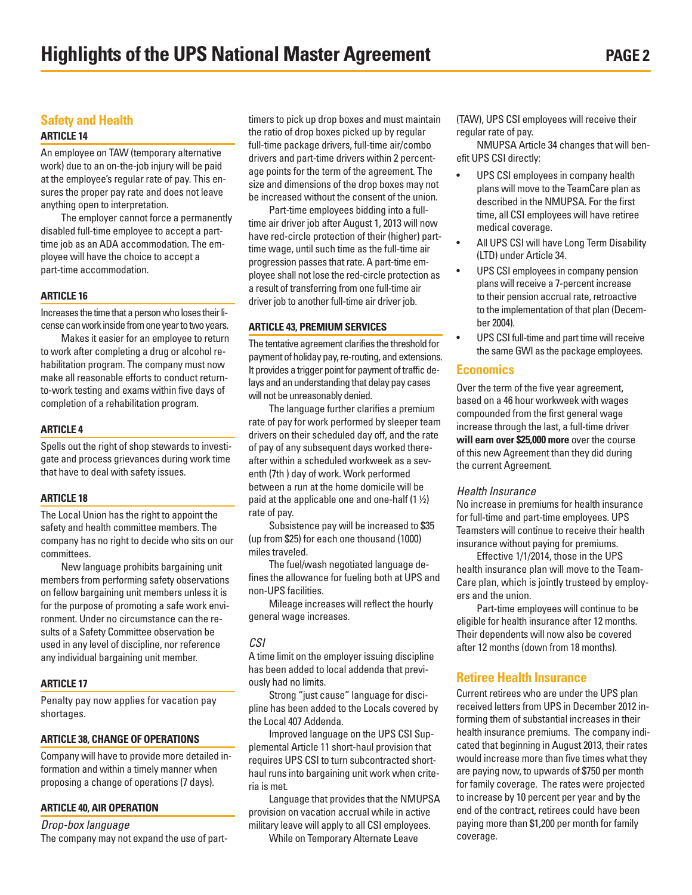## Safety and Health

### ARTICLE 14

An employee on TAW (temporary alternative work) due to an on-the-job injury will be paid at the employee's regular rate of pay. This ensures the proper pay rate and does not leave anything open to interpretation.

The employer cannot force a permanently disabled full-time employee to accept a part-time job as an ADA accommodation. The employee will have the choice to accept a part-time accommodation.

### ARTICLE 16

Increases the time that a person who loses their license can work inside from one year to two years.

Makes it easier for an employee to return to work after completing a drug or alcohol rehabilitation program. The company must now make all reasonable efforts to conduct return-to-work testing and exams within five days of completion of a rehabilitation program.

### ARTICLE 4

Spells out the right of shop stewards to investigate and process grievances during work time that have to deal with safety issues.

### ARTICLE 18

The Local Union has the right to appoint the safety and health committee members. The company has no right to decide who sits on our committees.

New language prohibits bargaining unit members from performing safety observations on fellow bargaining unit members unless it is for the purpose of promoting a safe work environment. Under no circumstance can the results of a Safety Committee observation be used in any level of discipline, nor reference any individual bargaining unit member.

### ARTICLE 17

Penalty pay now applies for vacation pay shortages.

### ARTICLE 38, CHANGE OF OPERATIONS

Company will have to provide more detailed information and within a timely manner when proposing a change of operations (7 days).

### ARTICLE 40, AIR OPERATION

*Drop-box language*

The company may not expand the use of part-timers to pick up drop boxes and must maintain the ratio of drop boxes picked up by regular full-time package drivers, full-time air/combo drivers and part-time drivers within 2 percentage points for the term of the agreement. The size and dimensions of the drop boxes may not be increased without the consent of the union.

Part-time employees bidding into a full-time air driver job after August 1, 2013 will now have red-circle protection of their (higher) part-time wage, until such time as the full-time air progression passes that rate. A part-time employee shall not lose the red-circle protection as a result of transferring from one full-time air driver job to another full-time air driver job.

### ARTICLE 43, PREMIUM SERVICES

The tentative agreement clarifies the threshold for payment of holiday pay, re-routing, and extensions. It provides a trigger point for payment of traffic delays and an understanding that delay pay cases will not be unreasonably denied.

The language further clarifies a premium rate of pay for work performed by sleeper team drivers on their scheduled day off, and the rate of pay of any subsequent days worked thereafter within a scheduled workweek as a seventh (7th ) day of work. Work performed between a run at the home domicile will be paid at the applicable one and one-half (1 ½) rate of pay.

Subsistence pay will be increased to $35 (up from $25) for each one thousand (1000) miles traveled.

The fuel/wash negotiated language defines the allowance for fueling both at UPS and non-UPS facilities.

Mileage increases will reflect the hourly general wage increases.

*CSI*

A time limit on the employer issuing discipline has been added to local addenda that previously had no limits.

Strong "just cause" language for discipline has been added to the Locals covered by the Local 407 Addenda.

Improved language on the UPS CSI Supplemental Article 11 short-haul provision that requires UPS CSI to turn subcontracted short-haul runs into bargaining unit work when criteria is met.

Language that provides that the NMUPSA provision on vacation accrual while in active military leave will apply to all CSI employees.

While on Temporary Alternate Leave (TAW), UPS CSI employees will receive their regular rate of pay.

NMUPSA Article 34 changes that will benefit UPS CSI directly:

- UPS CSI employees in company health plans will move to the TeamCare plan as described in the NMUPSA. For the first time, all CSI employees will have retiree medical coverage.
- All UPS CSI will have Long Term Disability (LTD) under Article 34.
- UPS CSI employees in company pension plans will receive a 7-percent increase to their pension accrual rate, retroactive to the implementation of that plan (December 2004).
- UPS CSI full-time and part time will receive the same GWI as the package employees.

## Economics

Over the term of the five year agreement, based on a 46 hour workweek with wages compounded from the first general wage increase through the last, a full-time driver **will earn over $25,000 more** over the course of this new Agreement than they did during the current Agreement.

*Health Insurance*

No increase in premiums for health insurance for full-time and part-time employees. UPS Teamsters will continue to receive their health insurance without paying for premiums.

Effective 1/1/2014, those in the UPS health insurance plan will move to the TeamCare plan, which is jointly trusteed by employers and the union.

Part-time employees will continue to be eligible for health insurance after 12 months. Their dependents will now also be covered after 12 months (down from 18 months).

## Retiree Health Insurance

Current retirees who are under the UPS plan received letters from UPS in December 2012 informing them of substantial increases in their health insurance premiums. The company indicated that beginning in August 2013, their rates would increase more than five times what they are paying now, to upwards of $750 per month for family coverage. The rates were projected to increase by 10 percent per year and by the end of the contract, retirees could have been paying more than $1,200 per month for family coverage.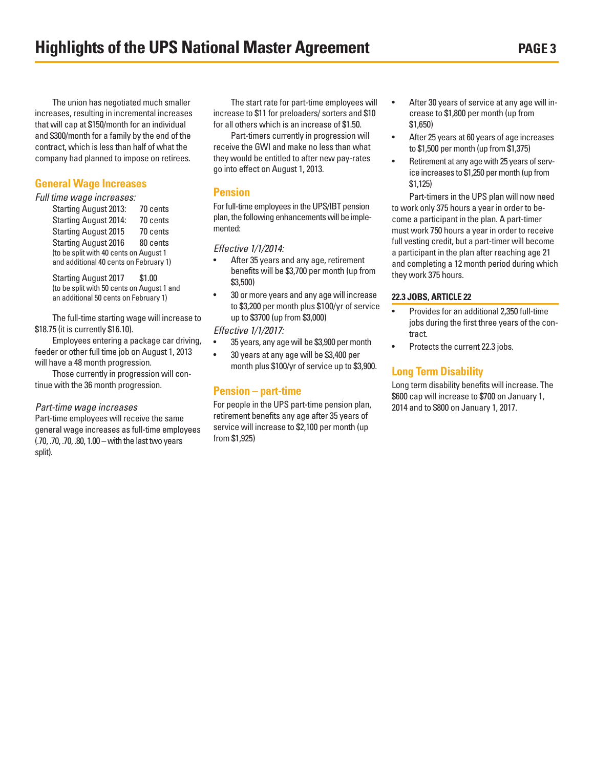The union has negotiated much smaller increases, resulting in incremental increases that will cap at $150/month for an individual and $300/month for a family by the end of the contract, which is less than half of what the company had planned to impose on retirees.

## General Wage Increases

*Full time wage increases:*

| | |
|---|---|
| Starting August 2013: | 70 cents |
| Starting August 2014: | 70 cents |
| Starting August 2015 | 70 cents |
| Starting August 2016 | 80 cents |

(to be split with 40 cents on August 1 and additional 40 cents on February 1)

| | |
|---|---|
| Starting August 2017 | $1.00 |

(to be split with 50 cents on August 1 and an additional 50 cents on February 1)

The full-time starting wage will increase to $18.75 (it is currently $16.10).

Employees entering a package car driving, feeder or other full time job on August 1, 2013 will have a 48 month progression.

Those currently in progression will continue with the 36 month progression.

*Part-time wage increases*

Part-time employees will receive the same general wage increases as full-time employees (.70, .70, .70, .80, 1.00 – with the last two years split).

The start rate for part-time employees will increase to $11 for preloaders/ sorters and $10 for all others which is an increase of $1.50.

Part-timers currently in progression will receive the GWI and make no less than what they would be entitled to after new pay-rates go into effect on August 1, 2013.

## Pension

For full-time employees in the UPS/IBT pension plan, the following enhancements will be implemented:

*Effective 1/1/2014:*

- After 35 years and any age, retirement benefits will be $3,700 per month (up from $3,500)
- 30 or more years and any age will increase to $3,200 per month plus $100/yr of service up to $3700 (up from $3,000)

*Effective 1/1/2017:*

- 35 years, any age will be $3,900 per month
- 30 years at any age will be $3,400 per month plus $100/yr of service up to $3,900.

## Pension – part-time

For people in the UPS part-time pension plan, retirement benefits any age after 35 years of service will increase to $2,100 per month (up from $1,925)

- After 30 years of service at any age will increase to $1,800 per month (up from $1,650)
- After 25 years at 60 years of age increases to $1,500 per month (up from $1,375)
- Retirement at any age with 25 years of service increases to $1,250 per month (up from $1,125)

Part-timers in the UPS plan will now need to work only 375 hours a year in order to become a participant in the plan. A part-timer must work 750 hours a year in order to receive full vesting credit, but a part-timer will become a participant in the plan after reaching age 21 and completing a 12 month period during which they work 375 hours.

### 22.3 JOBS, ARTICLE 22

- Provides for an additional 2,350 full-time jobs during the first three years of the contract.
- Protects the current 22.3 jobs.

## Long Term Disability

Long term disability benefits will increase. The $600 cap will increase to $700 on January 1, 2014 and to $800 on January 1, 2017.